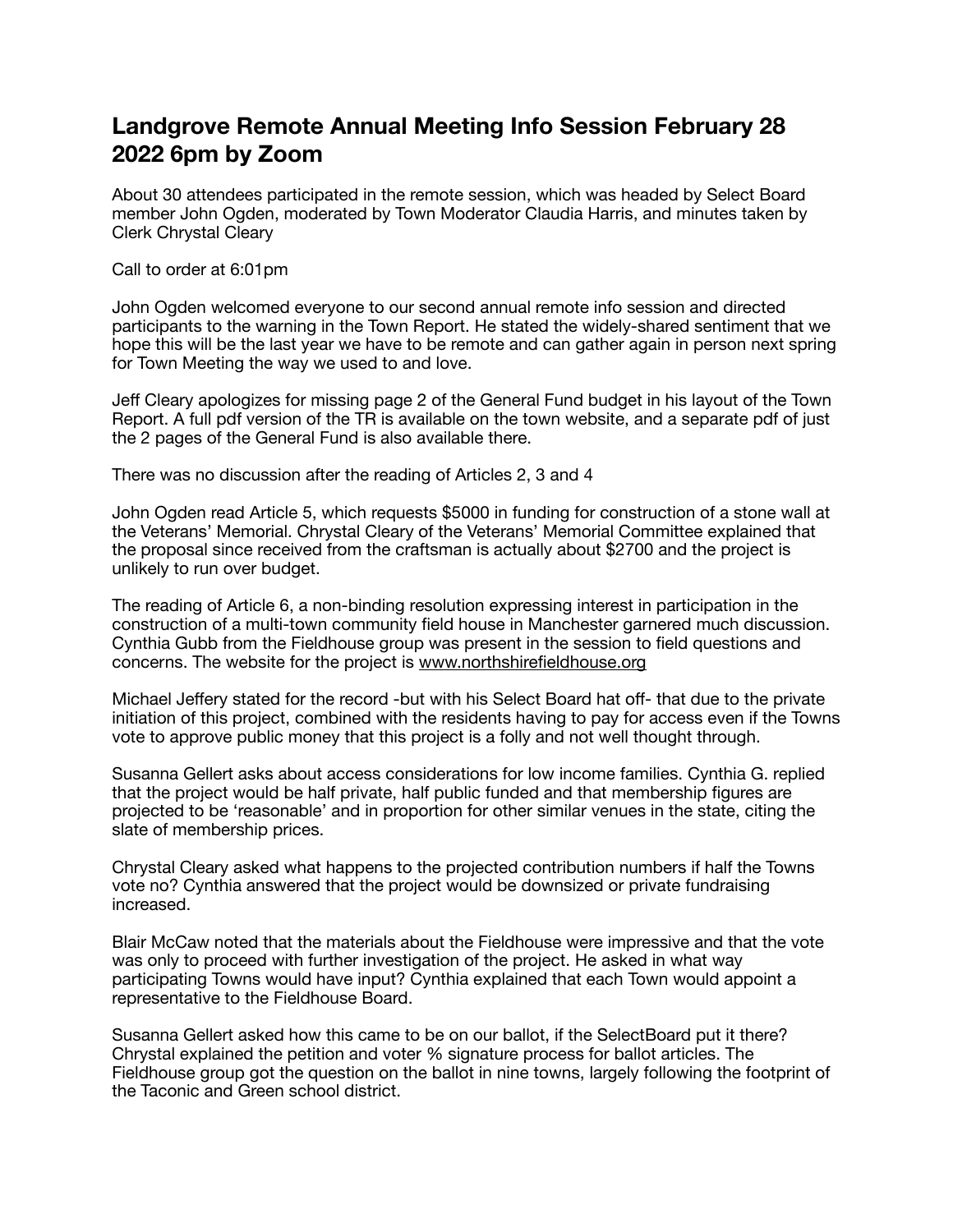# Landgrove Remote Annual Meeting Info Session February 28 2022 6pm by Zoom

About 30 attendees participated in the remote session, which was headed by Select Board member John Ogden, moderated by Town Moderator Claudia Harris, and minutes taken by Clerk Chrystal Cleary

Call to order at 6:01pm

John Ogden welcomed everyone to our second annual remote info session and directed participants to the warning in the Town Report. He stated the widely-shared sentiment that we hope this will be the last year we have to be remote and can gather again in person next spring for Town Meeting the way we used to and love.

Jeff Cleary apologizes for missing page 2 of the General Fund budget in his layout of the Town Report. A full pdf version of the TR is available on the town website, and a separate pdf of just the 2 pages of the General Fund is also available there.

There was no discussion after the reading of Articles 2, 3 and 4

John Ogden read Article 5, which requests $5000 in funding for construction of a stone wall at the Veterans' Memorial. Chrystal Cleary of the Veterans' Memorial Committee explained that the proposal since received from the craftsman is actually about $2700 and the project is unlikely to run over budget.

The reading of Article 6, a non-binding resolution expressing interest in participation in the construction of a multi-town community field house in Manchester garnered much discussion. Cynthia Gubb from the Fieldhouse group was present in the session to field questions and concerns. The website for the project is www.northshirefieldhouse.org

Michael Jeffery stated for the record -but with his Select Board hat off- that due to the private initiation of this project, combined with the residents having to pay for access even if the Towns vote to approve public money that this project is a folly and not well thought through.

Susanna Gellert asks about access considerations for low income families. Cynthia G. replied that the project would be half private, half public funded and that membership figures are projected to be 'reasonable' and in proportion for other similar venues in the state, citing the slate of membership prices.

Chrystal Cleary asked what happens to the projected contribution numbers if half the Towns vote no? Cynthia answered that the project would be downsized or private fundraising increased.

Blair McCaw noted that the materials about the Fieldhouse were impressive and that the vote was only to proceed with further investigation of the project. He asked in what way participating Towns would have input? Cynthia explained that each Town would appoint a representative to the Fieldhouse Board.

Susanna Gellert asked how this came to be on our ballot, if the SelectBoard put it there? Chrystal explained the petition and voter % signature process for ballot articles. The Fieldhouse group got the question on the ballot in nine towns, largely following the footprint of the Taconic and Green school district.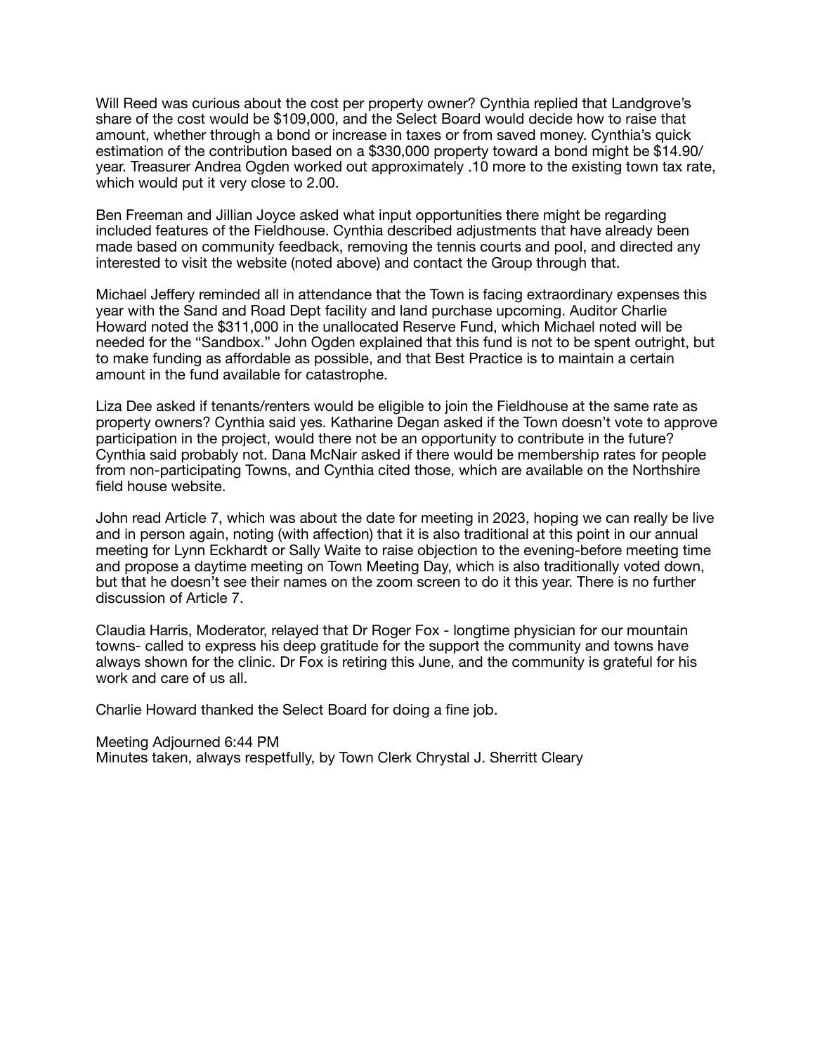Will Reed was curious about the cost per property owner? Cynthia replied that Landgrove's share of the cost would be $109,000, and the Select Board would decide how to raise that amount, whether through a bond or increase in taxes or from saved money. Cynthia's quick estimation of the contribution based on a $330,000 property toward a bond might be $14.90/year. Treasurer Andrea Ogden worked out approximately .10 more to the existing town tax rate, which would put it very close to 2.00.

Ben Freeman and Jillian Joyce asked what input opportunities there might be regarding included features of the Fieldhouse. Cynthia described adjustments that have already been made based on community feedback, removing the tennis courts and pool, and directed any interested to visit the website (noted above) and contact the Group through that.

Michael Jeffery reminded all in attendance that the Town is facing extraordinary expenses this year with the Sand and Road Dept facility and land purchase upcoming. Auditor Charlie Howard noted the $311,000 in the unallocated Reserve Fund, which Michael noted will be needed for the "Sandbox." John Ogden explained that this fund is not to be spent outright, but to make funding as affordable as possible, and that Best Practice is to maintain a certain amount in the fund available for catastrophe.

Liza Dee asked if tenants/renters would be eligible to join the Fieldhouse at the same rate as property owners? Cynthia said yes. Katharine Degan asked if the Town doesn't vote to approve participation in the project, would there not be an opportunity to contribute in the future? Cynthia said probably not. Dana McNair asked if there would be membership rates for people from non-participating Towns, and Cynthia cited those, which are available on the Northshire field house website.

John read Article 7, which was about the date for meeting in 2023, hoping we can really be live and in person again, noting (with affection) that it is also traditional at this point in our annual meeting for Lynn Eckhardt or Sally Waite to raise objection to the evening-before meeting time and propose a daytime meeting on Town Meeting Day, which is also traditionally voted down, but that he doesn't see their names on the zoom screen to do it this year. There is no further discussion of Article 7.

Claudia Harris, Moderator, relayed that Dr Roger Fox - longtime physician for our mountain towns- called to express his deep gratitude for the support the community and towns have always shown for the clinic. Dr Fox is retiring this June, and the community is grateful for his work and care of us all.

Charlie Howard thanked the Select Board for doing a fine job.

Meeting Adjourned 6:44 PM
Minutes taken, always respetfully, by Town Clerk Chrystal J. Sherritt Cleary